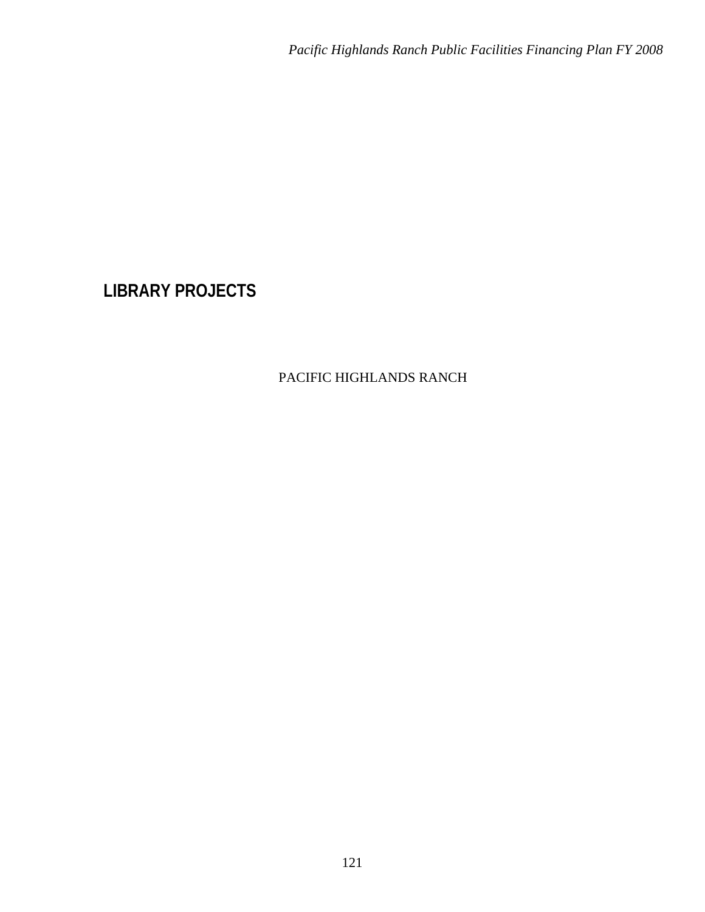# LIBRARY PROJECTS

PACIFIC HIGHLANDS RANCH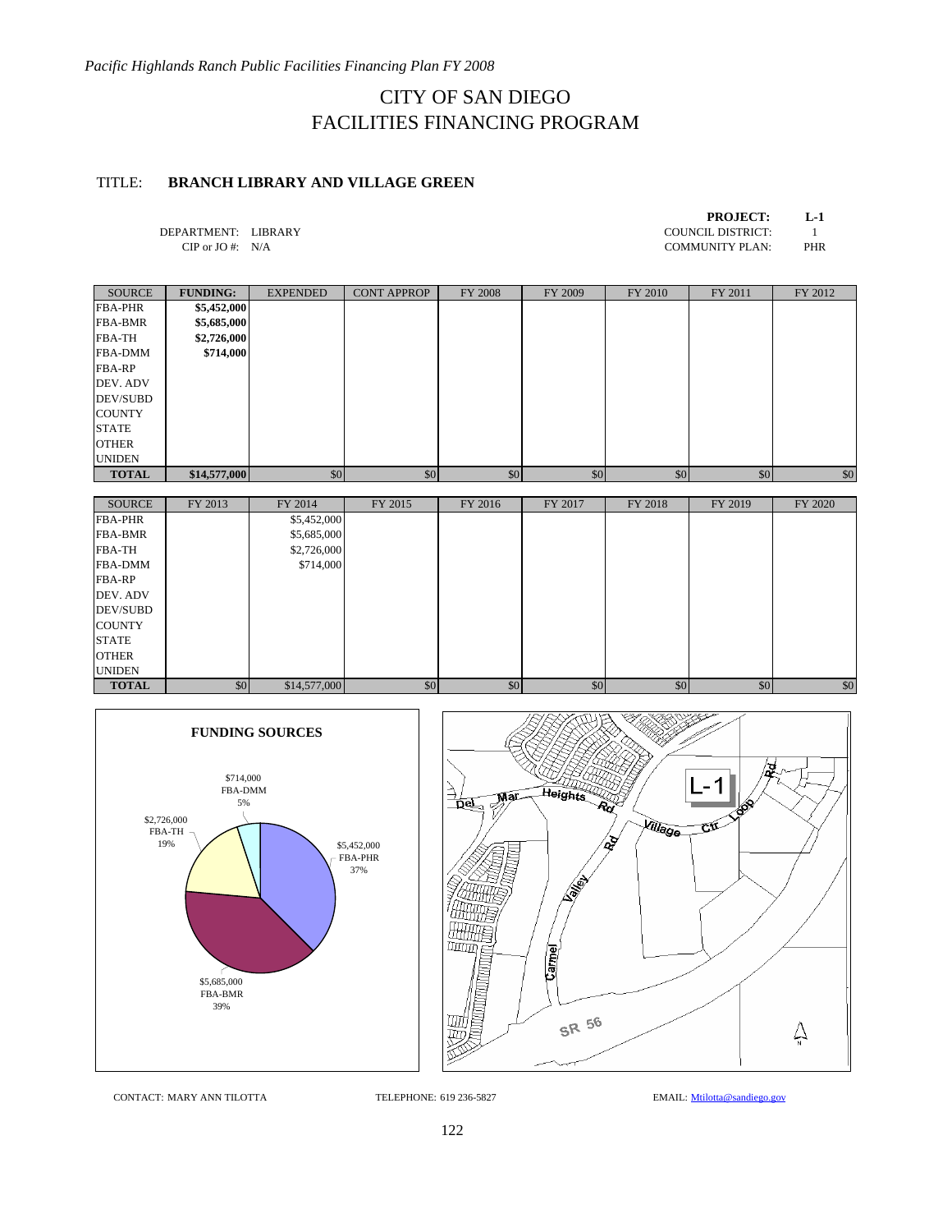# CITY OF SAN DIEGO
# FACILITIES FINANCING PROGRAM

TITLE: **BRANCH LIBRARY AND VILLAGE GREEN**

DEPARTMENT: LIBRARY
CIP or JO #: N/A

**PROJECT:** **L-1**
COUNCIL DISTRICT: 1
COMMUNITY PLAN: PHR

| SOURCE | FUNDING: | EXPENDED | CONT APPROP | FY 2008 | FY 2009 | FY 2010 | FY 2011 | FY 2012 |
|---|---|---|---|---|---|---|---|---|
| FBA-PHR | **$5,452,000** | | | | | | | |
| FBA-BMR | **$5,685,000** | | | | | | | |
| FBA-TH | **$2,726,000** | | | | | | | |
| FBA-DMM | **$714,000** | | | | | | | |
| FBA-RP | | | | | | | | |
| DEV. ADV | | | | | | | | |
| DEV/SUBD | | | | | | | | |
| COUNTY | | | | | | | | |
| STATE | | | | | | | | |
| OTHER | | | | | | | | |
| UNIDEN | | | | | | | | |
| **TOTAL** | **$14,577,000** | $0 | $0 | $0 | $0 | $0 | $0 | $0 |

| SOURCE | FY 2013 | FY 2014 | FY 2015 | FY 2016 | FY 2017 | FY 2018 | FY 2019 | FY 2020 |
|---|---|---|---|---|---|---|---|---|
| FBA-PHR | | $5,452,000 | | | | | | |
| FBA-BMR | | $5,685,000 | | | | | | |
| FBA-TH | | $2,726,000 | | | | | | |
| FBA-DMM | | $714,000 | | | | | | |
| FBA-RP | | | | | | | | |
| DEV. ADV | | | | | | | | |
| DEV/SUBD | | | | | | | | |
| COUNTY | | | | | | | | |
| STATE | | | | | | | | |
| OTHER | | | | | | | | |
| UNIDEN | | | | | | | | |
| **TOTAL** | $0 | $14,577,000 | $0 | $0 | $0 | $0 | $0 | $0 |

**FUNDING SOURCES**

- $5,452,000 FBA-PHR 37%
- $5,685,000 FBA-BMR 39%
- $2,726,000 FBA-TH 19%
- $714,000 FBA-DMM 5%

CONTACT: MARY ANN TILOTTA TELEPHONE: 619 236-5827 EMAIL: Mtilotta@sandiego.gov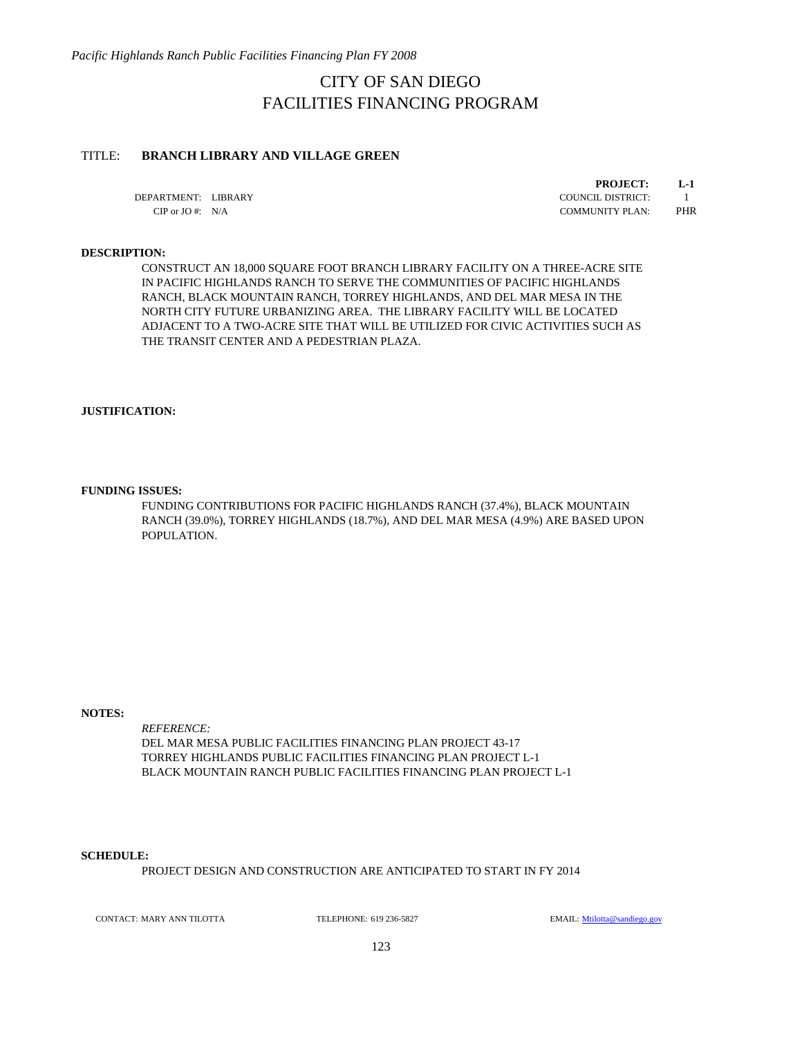# CITY OF SAN DIEGO
# FACILITIES FINANCING PROGRAM

TITLE: **BRANCH LIBRARY AND VILLAGE GREEN**

| | | | |
|---|---|---|---|
| | | **PROJECT:** | **L-1** |
| DEPARTMENT: | LIBRARY | COUNCIL DISTRICT: | 1 |
| CIP or JO #: | N/A | COMMUNITY PLAN: | PHR |

**DESCRIPTION:**

CONSTRUCT AN 18,000 SQUARE FOOT BRANCH LIBRARY FACILITY ON A THREE-ACRE SITE IN PACIFIC HIGHLANDS RANCH TO SERVE THE COMMUNITIES OF PACIFIC HIGHLANDS RANCH, BLACK MOUNTAIN RANCH, TORREY HIGHLANDS, AND DEL MAR MESA IN THE NORTH CITY FUTURE URBANIZING AREA. THE LIBRARY FACILITY WILL BE LOCATED ADJACENT TO A TWO-ACRE SITE THAT WILL BE UTILIZED FOR CIVIC ACTIVITIES SUCH AS THE TRANSIT CENTER AND A PEDESTRIAN PLAZA.

**JUSTIFICATION:**

**FUNDING ISSUES:**

FUNDING CONTRIBUTIONS FOR PACIFIC HIGHLANDS RANCH (37.4%), BLACK MOUNTAIN RANCH (39.0%), TORREY HIGHLANDS (18.7%), AND DEL MAR MESA (4.9%) ARE BASED UPON POPULATION.

**NOTES:**

*REFERENCE:*
DEL MAR MESA PUBLIC FACILITIES FINANCING PLAN PROJECT 43-17
TORREY HIGHLANDS PUBLIC FACILITIES FINANCING PLAN PROJECT L-1
BLACK MOUNTAIN RANCH PUBLIC FACILITIES FINANCING PLAN PROJECT L-1

**SCHEDULE:**

PROJECT DESIGN AND CONSTRUCTION ARE ANTICIPATED TO START IN FY 2014

CONTACT: MARY ANN TILOTTA    TELEPHONE: 619 236-5827    EMAIL: Mtilotta@sandiego.gov